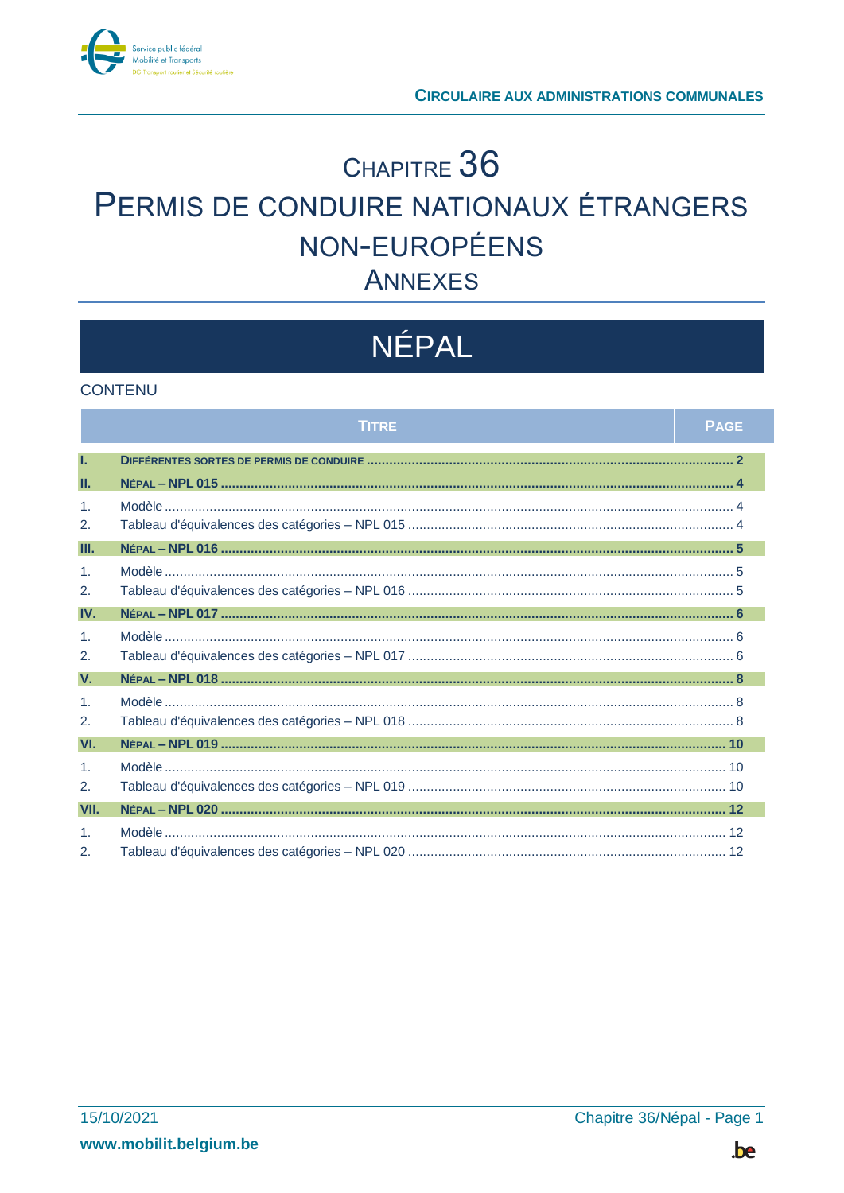CIRCULAIRE AUX ADMINISTRATIONS COMMUNALES

# CHAPITRE 36
# PERMIS DE CONDUIRE NATIONAUX ÉTRANGERS NON-EUROPÉENS
## ANNEXES

# NÉPAL

CONTENU

| | TITRE | PAGE |
|---|---|---|
| **I.** | **DIFFÉRENTES SORTES DE PERMIS DE CONDUIRE** | **2** |
| **II.** | **NÉPAL – NPL 015** | **4** |
| 1. | Modèle | 4 |
| 2. | Tableau d'équivalences des catégories – NPL 015 | 4 |
| **III.** | **NÉPAL – NPL 016** | **5** |
| 1. | Modèle | 5 |
| 2. | Tableau d'équivalences des catégories – NPL 016 | 5 |
| **IV.** | **NÉPAL – NPL 017** | **6** |
| 1. | Modèle | 6 |
| 2. | Tableau d'équivalences des catégories – NPL 017 | 6 |
| **V.** | **NÉPAL – NPL 018** | **8** |
| 1. | Modèle | 8 |
| 2. | Tableau d'équivalences des catégories – NPL 018 | 8 |
| **VI.** | **NÉPAL – NPL 019** | **10** |
| 1. | Modèle | 10 |
| 2. | Tableau d'équivalences des catégories – NPL 019 | 10 |
| **VII.** | **NÉPAL – NPL 020** | **12** |
| 1. | Modèle | 12 |
| 2. | Tableau d'équivalences des catégories – NPL 020 | 12 |

15/10/2021

www.mobilit.belgium.be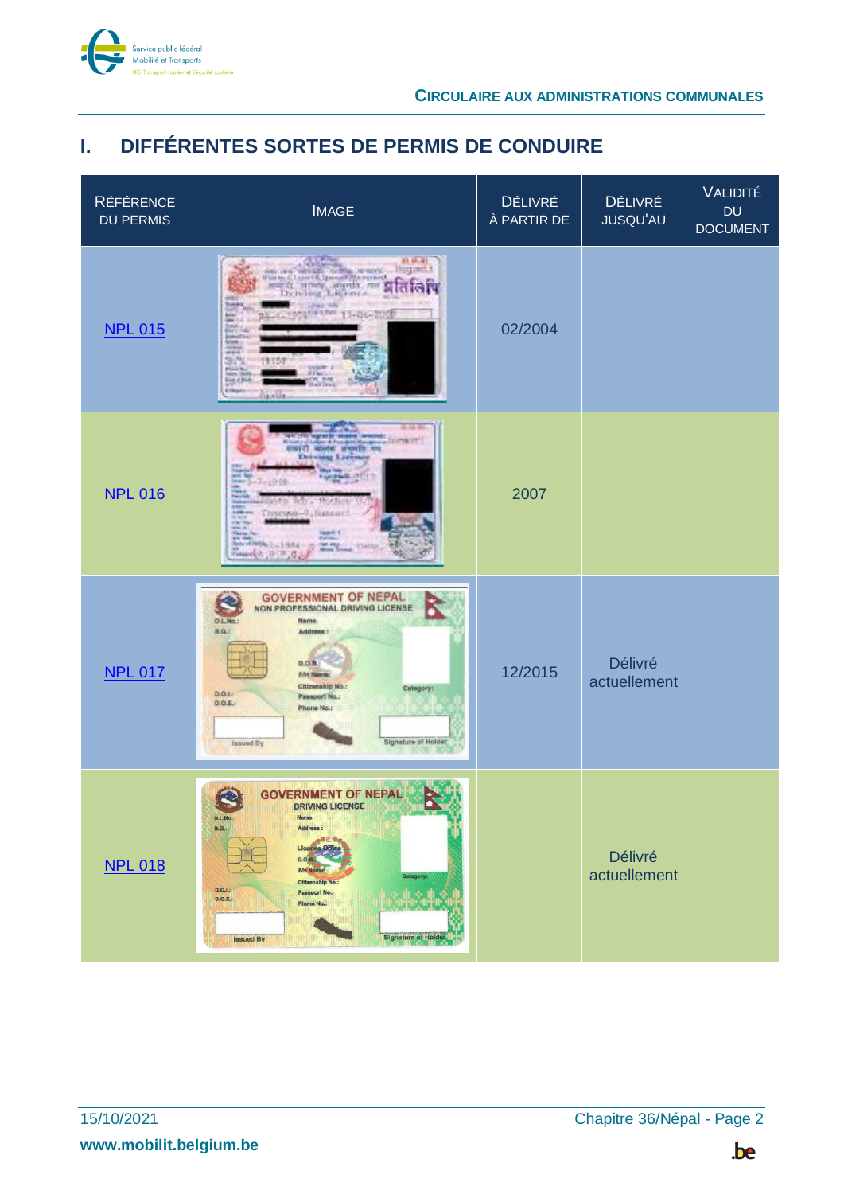# I. DIFFÉRENTES SORTES DE PERMIS DE CONDUIRE

| RÉFÉRENCE DU PERMIS | IMAGE | DÉLIVRÉ À PARTIR DE | DÉLIVRÉ JUSQU'AU | VALIDITÉ DU DOCUMENT |
|---|---|---|---|---|
| NPL 015 | | 02/2004 | | |
| NPL 016 | | 2007 | | |
| NPL 017 | | 12/2015 | Délivré actuellement | |
| NPL 018 | | | Délivré actuellement | |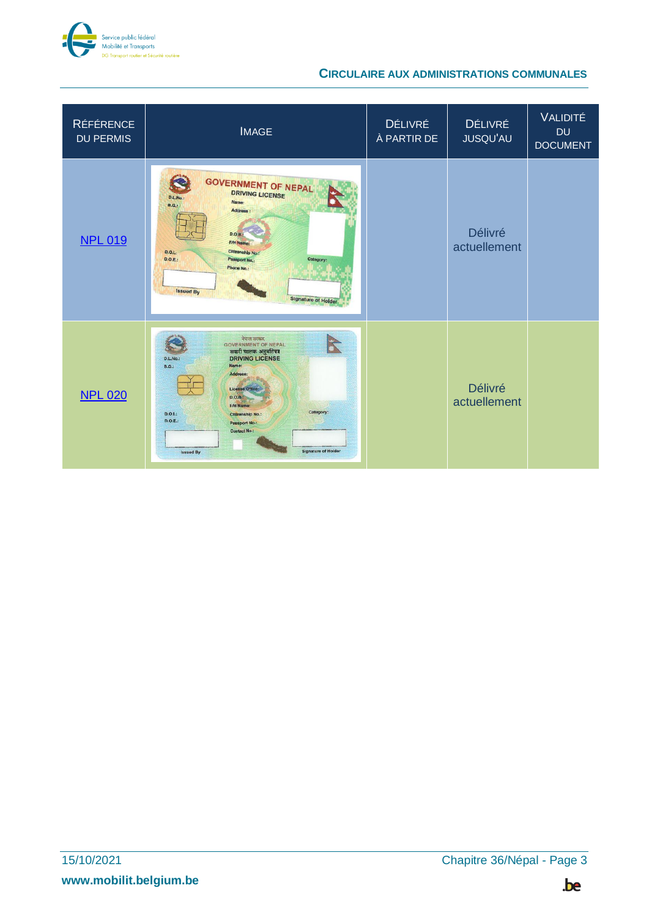| Référence du permis | Image | Délivré à partir de | Délivré jusqu'au | Validité du document |
|---|---|---|---|---|
| NPL 019 | | | Délivré actuellement | |
| NPL 020 | | | Délivré actuellement | |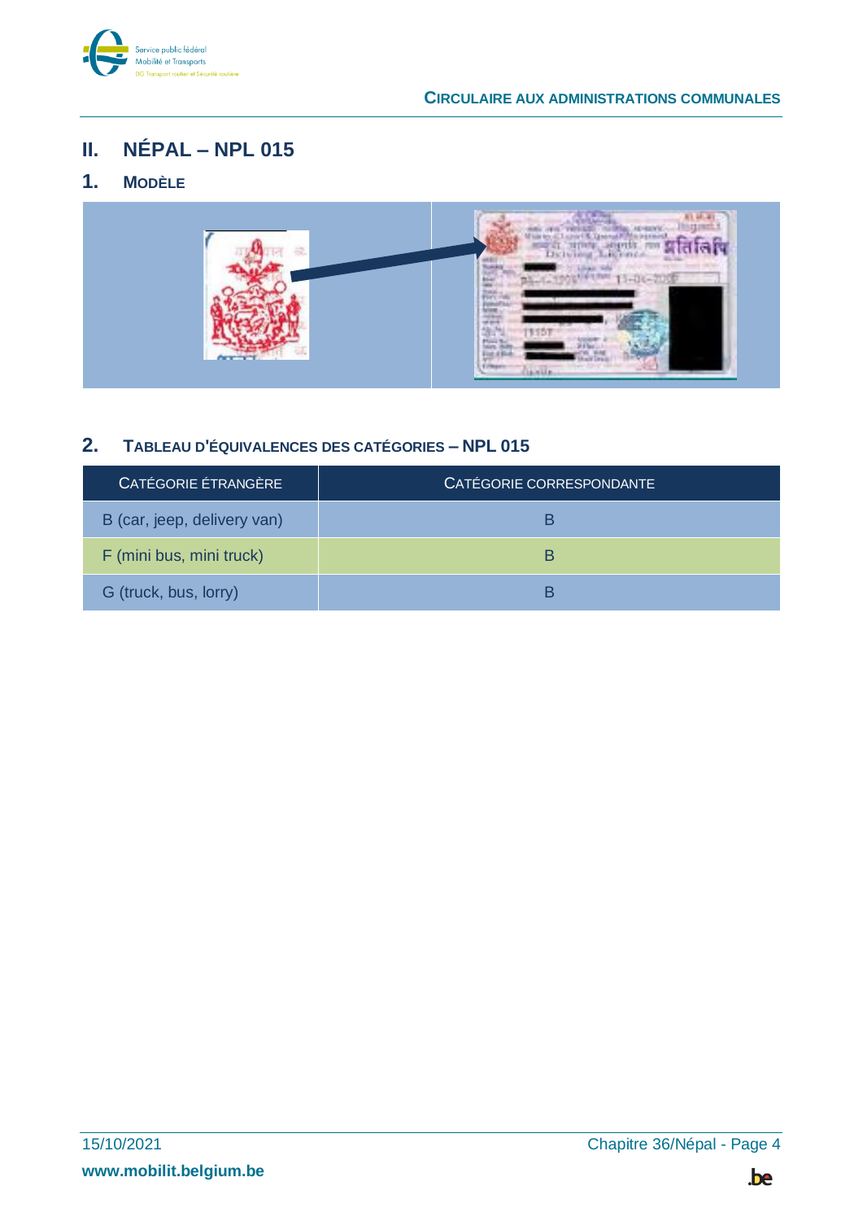## II. NÉPAL – NPL 015

### 1. MODÈLE

### 2. TABLEAU D'ÉQUIVALENCES DES CATÉGORIES – NPL 015

| CATÉGORIE ÉTRANGÈRE | CATÉGORIE CORRESPONDANTE |
|---|---|
| B (car, jeep, delivery van) | B |
| F (mini bus, mini truck) | B |
| G (truck, bus, lorry) | B |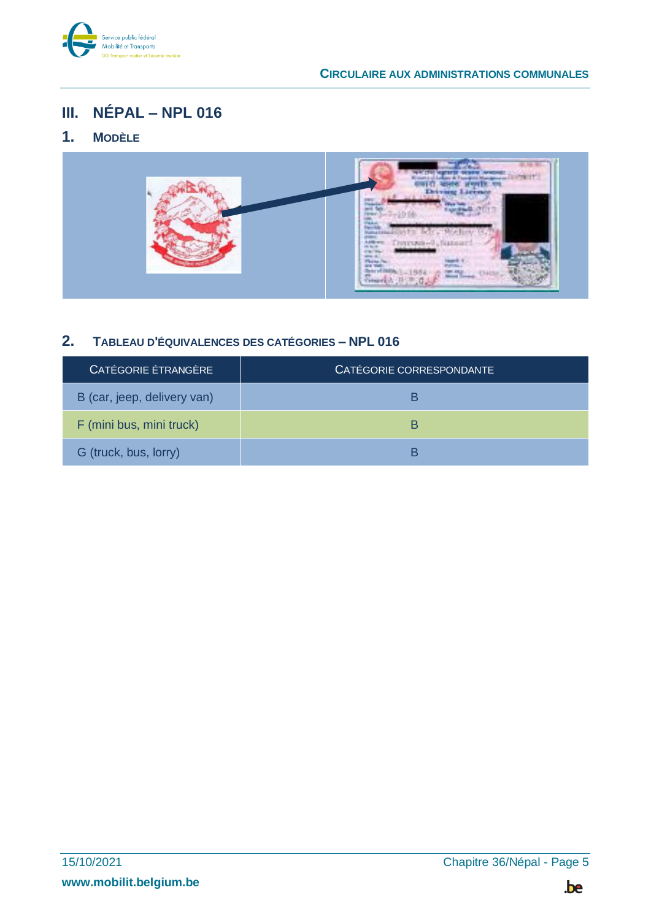## III. NÉPAL – NPL 016

### 1. MODÈLE

### 2. TABLEAU D'ÉQUIVALENCES DES CATÉGORIES – NPL 016

| CATÉGORIE ÉTRANGÈRE | CATÉGORIE CORRESPONDANTE |
|---|---|
| B (car, jeep, delivery van) | B |
| F (mini bus, mini truck) | B |
| G (truck, bus, lorry) | B |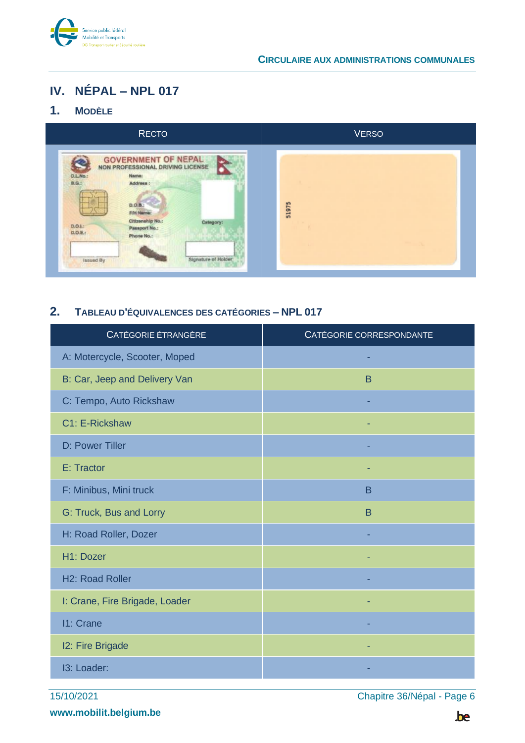# IV. NÉPAL – NPL 017

## 1. Modèle

| Recto | Verso |
|---|---|
| | |

## 2. Tableau d'équivalences des catégories – NPL 017

| Catégorie étrangère | Catégorie correspondante |
|---|---|
| A: Motercycle, Scooter, Moped | - |
| B: Car, Jeep and Delivery Van | B |
| C: Tempo, Auto Rickshaw | - |
| C1: E-Rickshaw | - |
| D: Power Tiller | - |
| E: Tractor | - |
| F: Minibus, Mini truck | B |
| G: Truck, Bus and Lorry | B |
| H: Road Roller, Dozer | - |
| H1: Dozer | - |
| H2: Road Roller | - |
| I: Crane, Fire Brigade, Loader | - |
| I1: Crane | - |
| I2: Fire Brigade | - |
| I3: Loader: | - |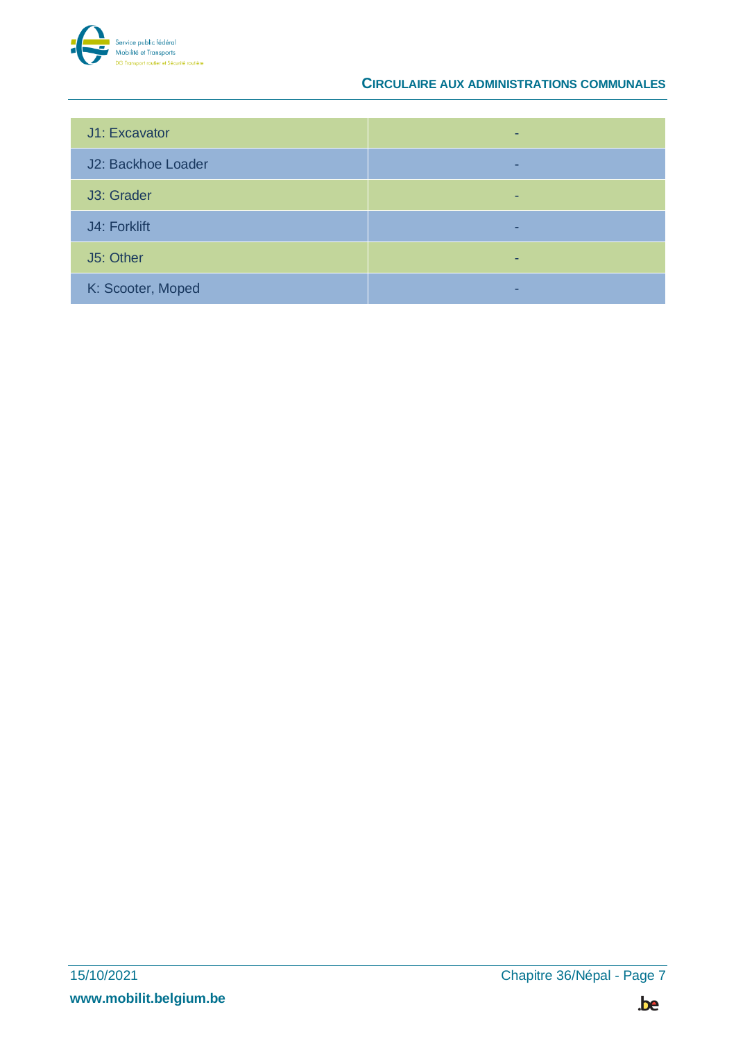| | |
|---|---|
| J1: Excavator | - |
| J2: Backhoe Loader | - |
| J3: Grader | - |
| J4: Forklift | - |
| J5: Other | - |
| K: Scooter, Moped | - |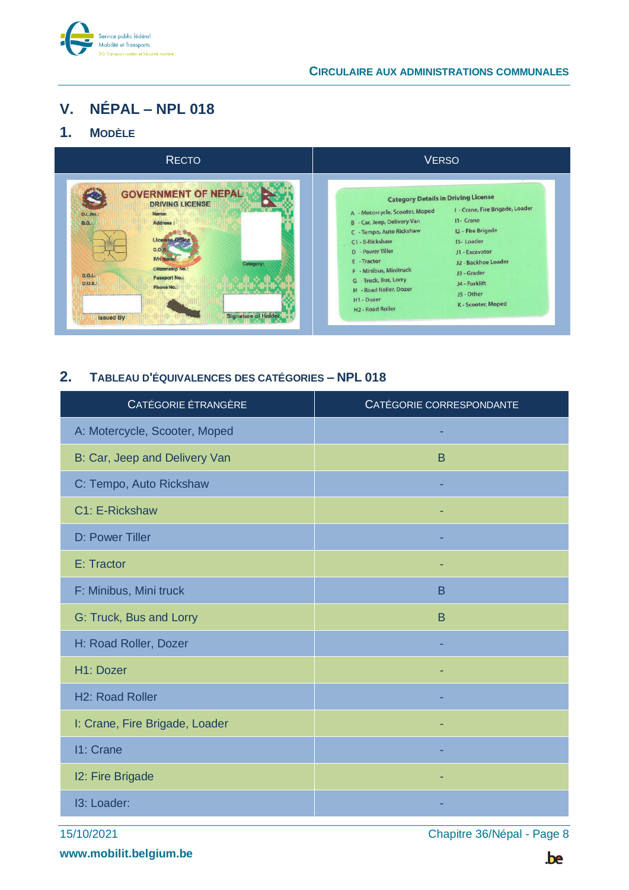# V. NÉPAL – NPL 018

## 1. MODÈLE

| RECTO | VERSO |
|---|---|
| | |

## 2. TABLEAU D'ÉQUIVALENCES DES CATÉGORIES – NPL 018

| CATÉGORIE ÉTRANGÈRE | CATÉGORIE CORRESPONDANTE |
|---|---|
| A: Motercycle, Scooter, Moped | - |
| B: Car, Jeep and Delivery Van | B |
| C: Tempo, Auto Rickshaw | - |
| C1: E-Rickshaw | - |
| D: Power Tiller | - |
| E: Tractor | - |
| F: Minibus, Mini truck | B |
| G: Truck, Bus and Lorry | B |
| H: Road Roller, Dozer | - |
| H1: Dozer | - |
| H2: Road Roller | - |
| I: Crane, Fire Brigade, Loader | - |
| I1: Crane | - |
| I2: Fire Brigade | - |
| I3: Loader: | - |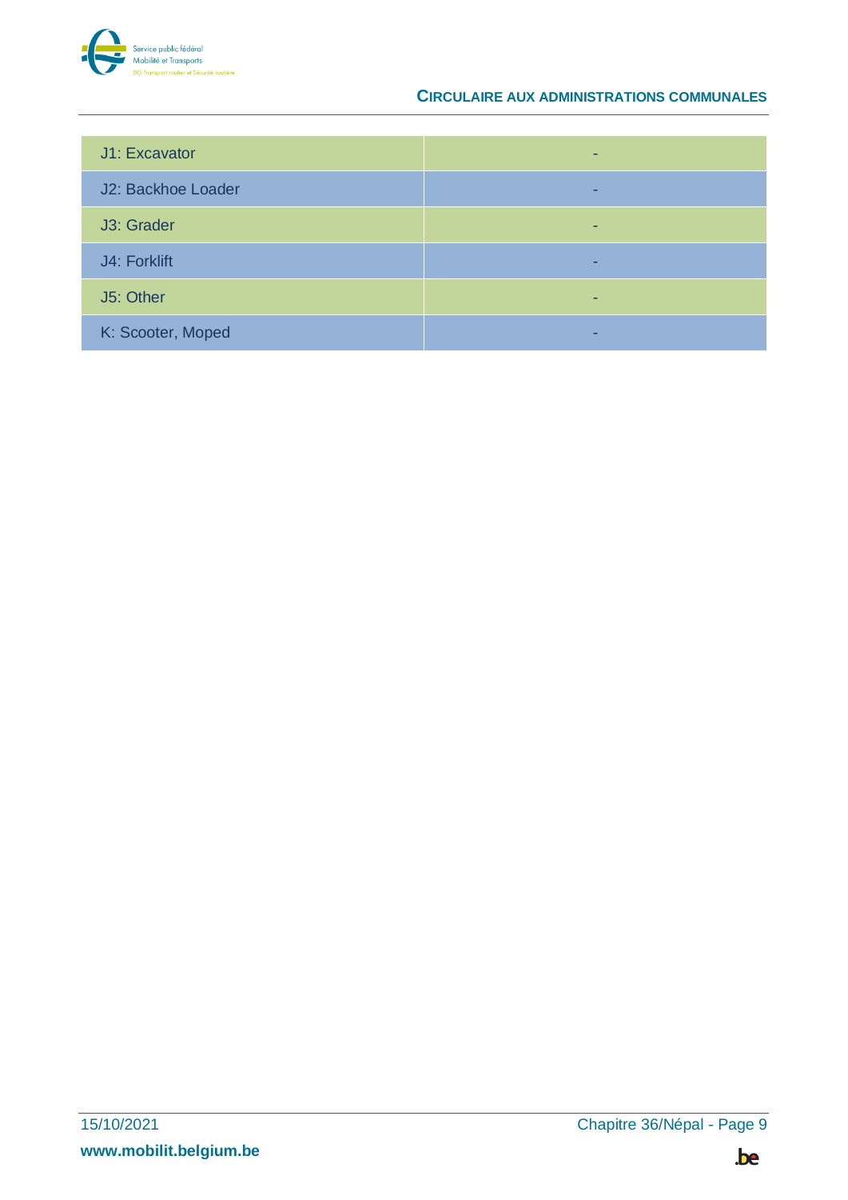| | |
|---|---|
| J1: Excavator | - |
| J2: Backhoe Loader | - |
| J3: Grader | - |
| J4: Forklift | - |
| J5: Other | - |
| K: Scooter, Moped | - |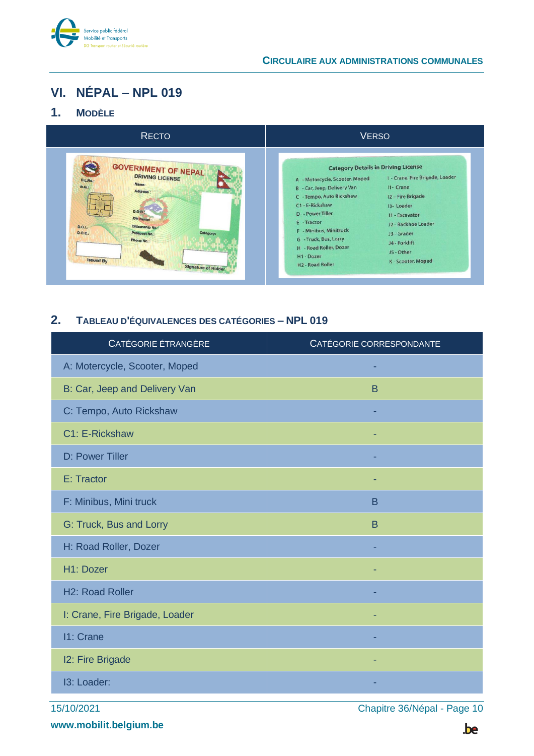## VI. NÉPAL – NPL 019

### 1. MODÈLE

| RECTO | VERSO |
|---|---|
| | |

### 2. TABLEAU D'ÉQUIVALENCES DES CATÉGORIES – NPL 019

| CATÉGORIE ÉTRANGÈRE | CATÉGORIE CORRESPONDANTE |
|---|---|
| A: Motercycle, Scooter, Moped | - |
| B: Car, Jeep and Delivery Van | B |
| C: Tempo, Auto Rickshaw | - |
| C1: E-Rickshaw | - |
| D: Power Tiller | - |
| E: Tractor | - |
| F: Minibus, Mini truck | B |
| G: Truck, Bus and Lorry | B |
| H: Road Roller, Dozer | - |
| H1: Dozer | - |
| H2: Road Roller | - |
| I: Crane, Fire Brigade, Loader | - |
| I1: Crane | - |
| I2: Fire Brigade | - |
| I3: Loader: | - |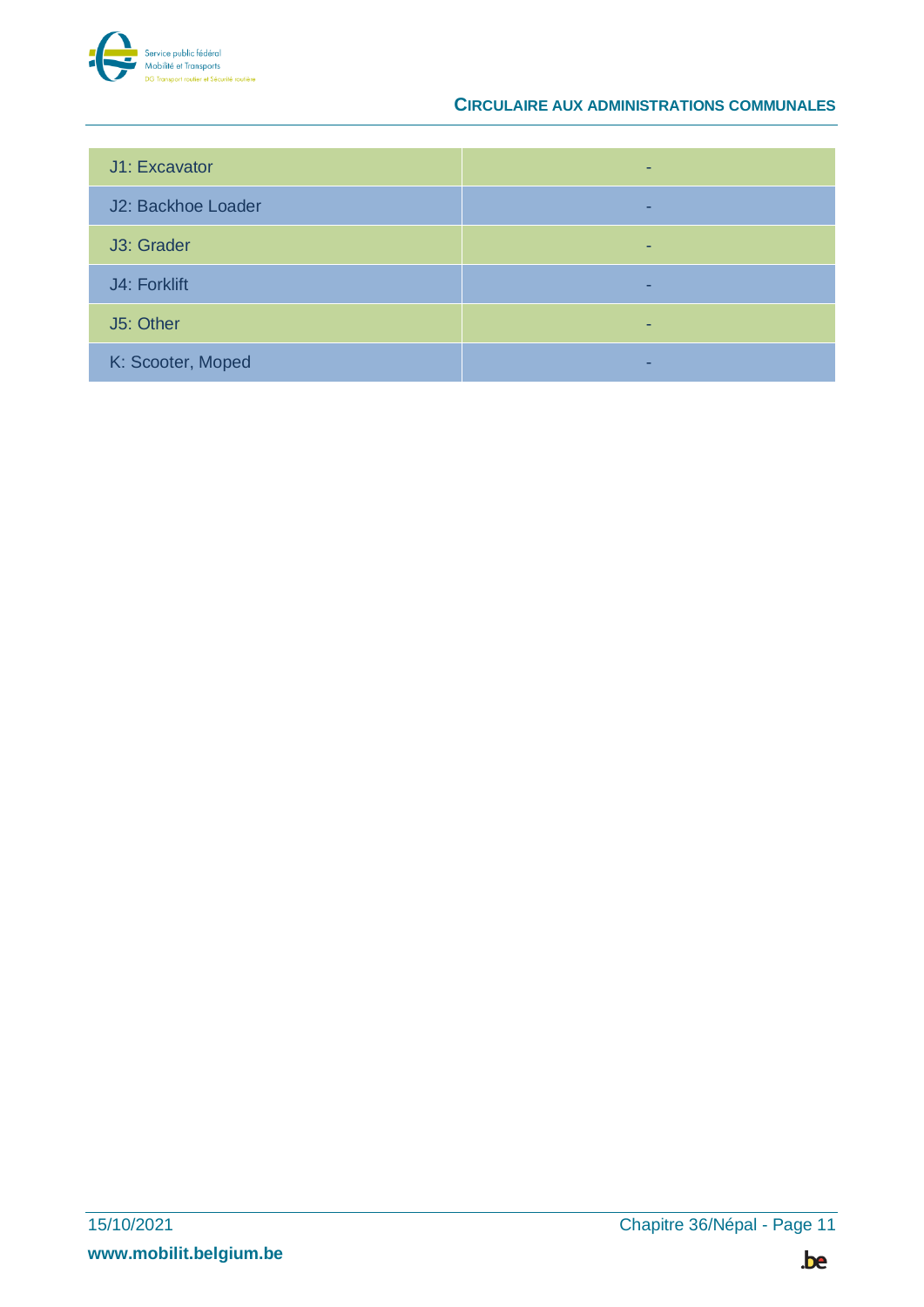| J1: Excavator | - |
|---|---|
| J2: Backhoe Loader | - |
| J3: Grader | - |
| J4: Forklift | - |
| J5: Other | - |
| K: Scooter, Moped | - |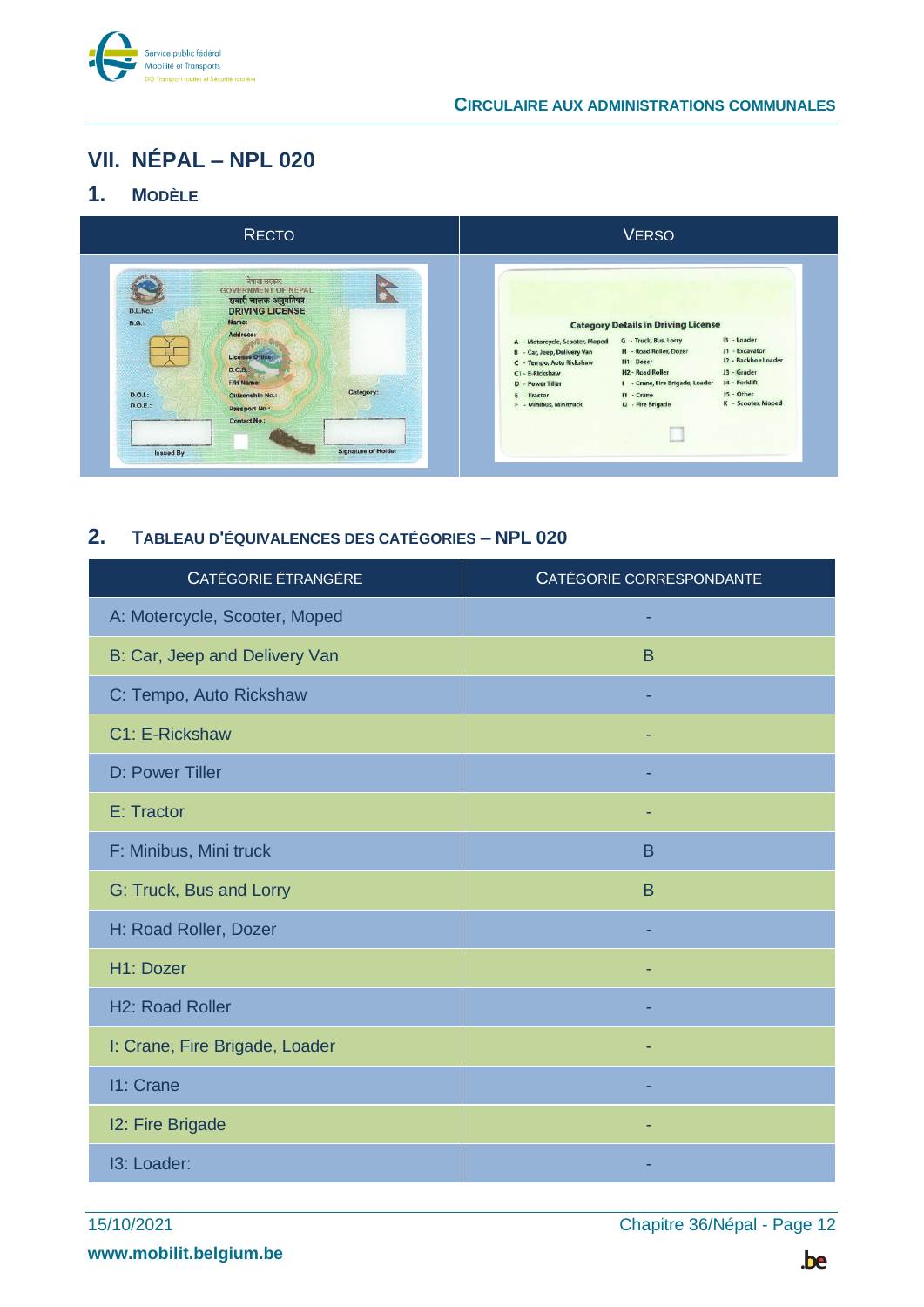## VII. NÉPAL – NPL 020

### 1. MODÈLE

| RECTO | VERSO |
|---|---|
| | |

### 2. TABLEAU D'ÉQUIVALENCES DES CATÉGORIES – NPL 020

| CATÉGORIE ÉTRANGÈRE | CATÉGORIE CORRESPONDANTE |
|---|---|
| A: Motercycle, Scooter, Moped | - |
| B: Car, Jeep and Delivery Van | B |
| C: Tempo, Auto Rickshaw | - |
| C1: E-Rickshaw | - |
| D: Power Tiller | - |
| E: Tractor | - |
| F: Minibus, Mini truck | B |
| G: Truck, Bus and Lorry | B |
| H: Road Roller, Dozer | - |
| H1: Dozer | - |
| H2: Road Roller | - |
| I: Crane, Fire Brigade, Loader | - |
| I1: Crane | - |
| I2: Fire Brigade | - |
| I3: Loader: | - |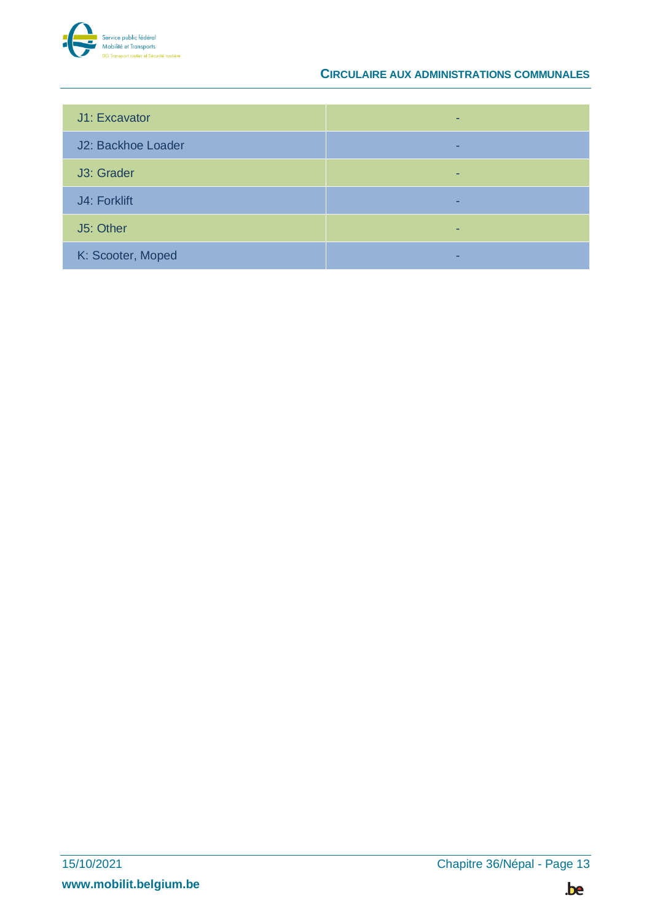| | |
|---|---|
| J1: Excavator | - |
| J2: Backhoe Loader | - |
| J3: Grader | - |
| J4: Forklift | - |
| J5: Other | - |
| K: Scooter, Moped | - |